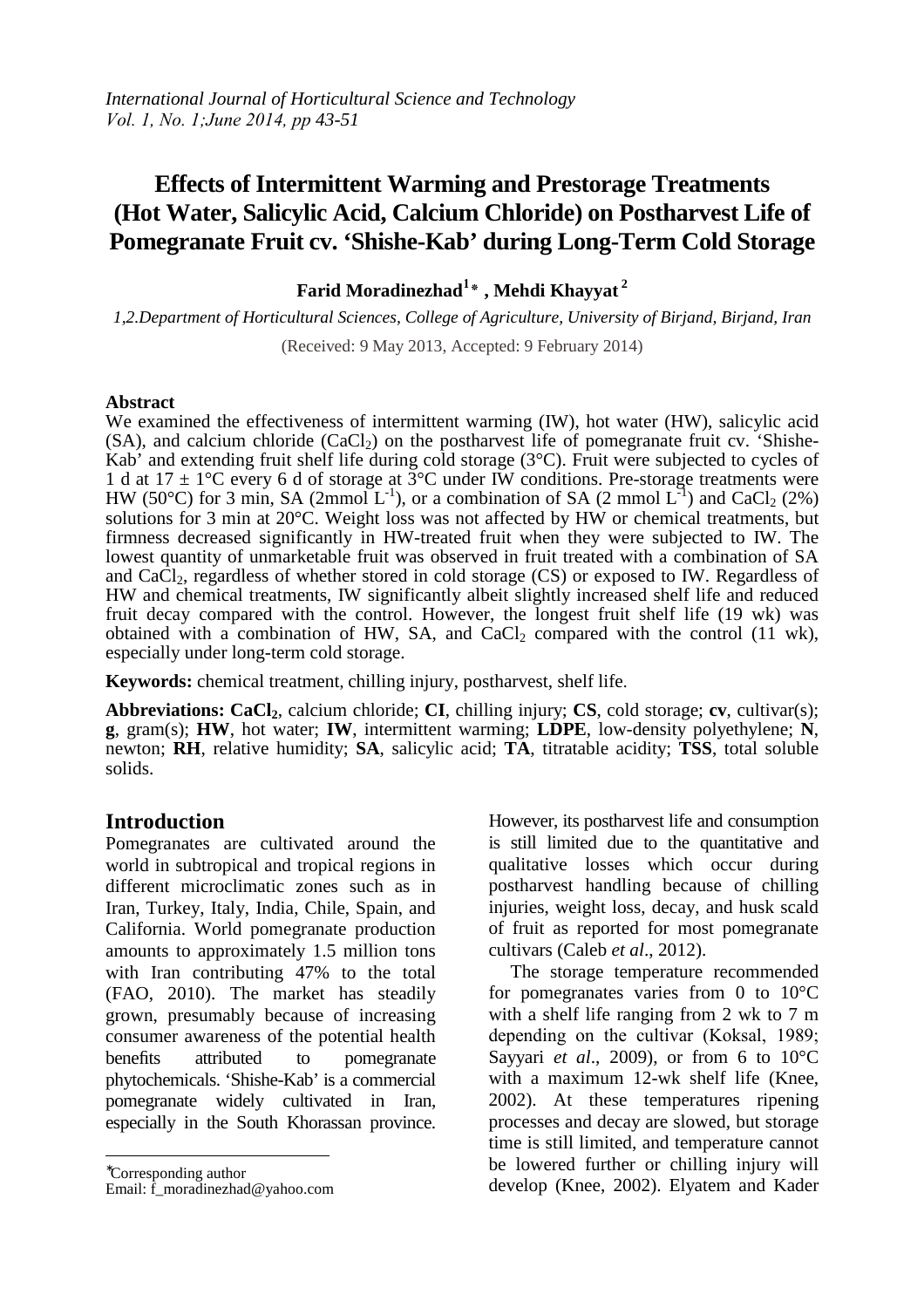# Effects of Intermittent Warming and Prestorage Treatments (Hot Water, Salicylic Acid, Calcium Chloride) on Postharvest Life of Pomegranate Fruit cv. 'Shishe-Kab' during Long-Term Cold Storage

**Farid Moradinezhad[1]\*, Mehdi Khayyat[2]**

*1,2.Department of Horticultural Sciences, College of Agriculture, University of Birjand, Birjand, Iran*

(Received: 9 May 2013, Accepted: 9 February 2014)

## Abstract

We examined the effectiveness of intermittent warming (IW), hot water (HW), salicylic acid (SA), and calcium chloride ($CaCl_2$) on the postharvest life of pomegranate fruit cv. 'Shishe-Kab' and extending fruit shelf life during cold storage (3°C). Fruit were subjected to cycles of 1 d at 17 ± 1°C every 6 d of storage at 3°C under IW conditions. Pre-storage treatments were HW (50°C) for 3 min, SA (2mmol $L^{-1}$), or a combination of SA (2 mmol $L^{-1}$) and $CaCl_2$ (2%) solutions for 3 min at 20°C. Weight loss was not affected by HW or chemical treatments, but firmness decreased significantly in HW-treated fruit when they were subjected to IW. The lowest quantity of unmarketable fruit was observed in fruit treated with a combination of SA and $CaCl_2$, regardless of whether stored in cold storage (CS) or exposed to IW. Regardless of HW and chemical treatments, IW significantly albeit slightly increased shelf life and reduced fruit decay compared with the control. However, the longest fruit shelf life (19 wk) was obtained with a combination of HW, SA, and $CaCl_2$ compared with the control (11 wk), especially under long-term cold storage.

**Keywords:** chemical treatment, chilling injury, postharvest, shelf life.

**Abbreviations: $CaCl_2$**, calcium chloride; **CI**, chilling injury; **CS**, cold storage; **cv**, cultivar(s); **g**, gram(s); **HW**, hot water; **IW**, intermittent warming; **LDPE**, low-density polyethylene; **N**, newton; **RH**, relative humidity; **SA**, salicylic acid; **TA**, titratable acidity; **TSS**, total soluble solids.

## Introduction

Pomegranates are cultivated around the world in subtropical and tropical regions in different microclimatic zones such as in Iran, Turkey, Italy, India, Chile, Spain, and California. World pomegranate production amounts to approximately 1.5 million tons with Iran contributing 47% to the total (FAO, 2010). The market has steadily grown, presumably because of increasing consumer awareness of the potential health benefits attributed to pomegranate phytochemicals. 'Shishe-Kab' is a commercial pomegranate widely cultivated in Iran, especially in the South Khorassan province. However, its postharvest life and consumption is still limited due to the quantitative and qualitative losses which occur during postharvest handling because of chilling injuries, weight loss, decay, and husk scald of fruit as reported for most pomegranate cultivars (Caleb *et al*., 2012).

The storage temperature recommended for pomegranates varies from 0 to 10°C with a shelf life ranging from 2 wk to 7 m depending on the cultivar (Koksal, 1989; Sayyari *et al*., 2009), or from 6 to 10°C with a maximum 12-wk shelf life (Knee, 2002). At these temperatures ripening processes and decay are slowed, but storage time is still limited, and temperature cannot be lowered further or chilling injury will develop (Knee, 2002). Elyatem and Kader

\*Corresponding author
Email: f_moradinezhad@yahoo.com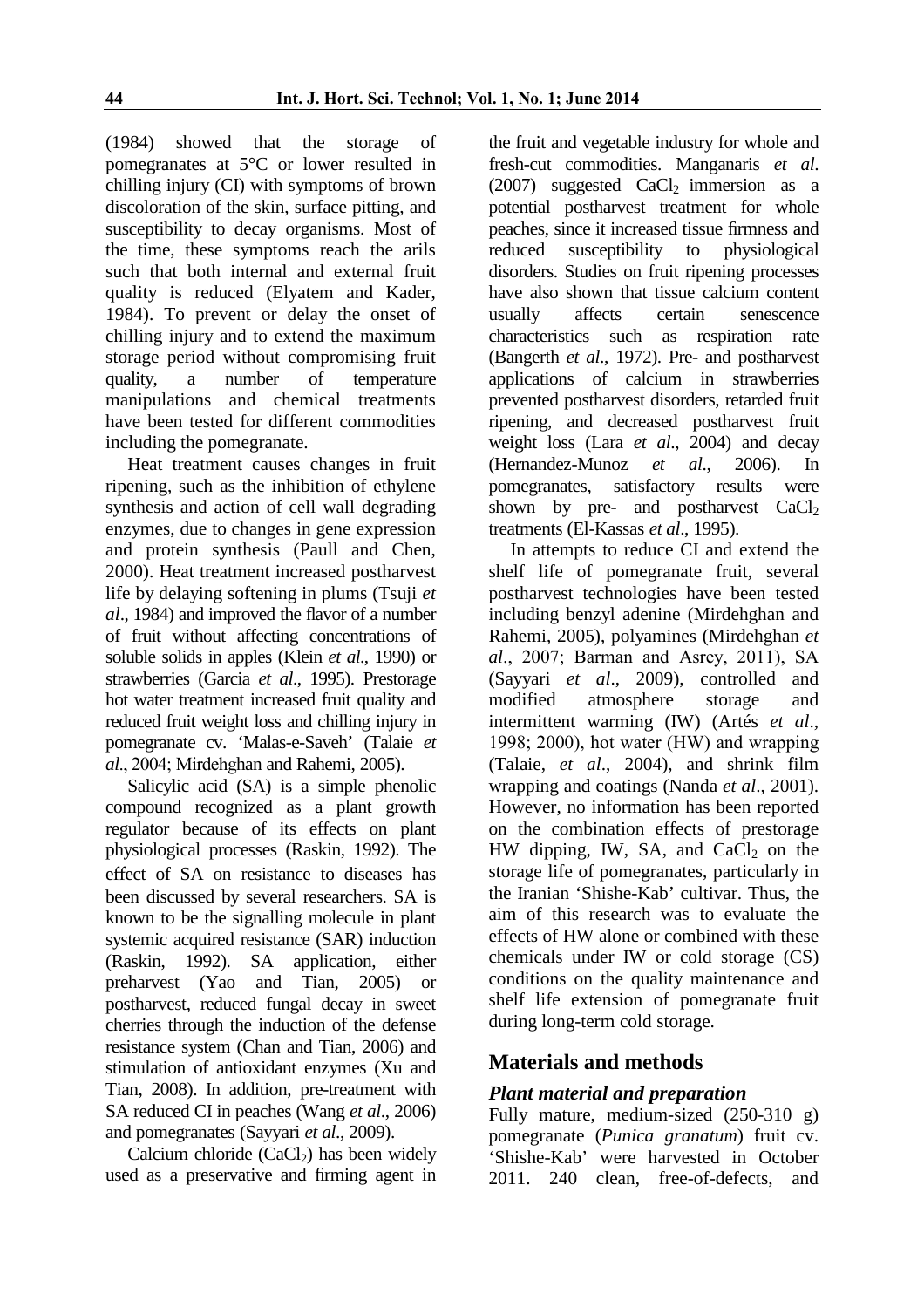(1984) showed that the storage of pomegranates at 5°C or lower resulted in chilling injury (CI) with symptoms of brown discoloration of the skin, surface pitting, and susceptibility to decay organisms. Most of the time, these symptoms reach the arils such that both internal and external fruit quality is reduced (Elyatem and Kader, 1984). To prevent or delay the onset of chilling injury and to extend the maximum storage period without compromising fruit quality, a number of temperature manipulations and chemical treatments have been tested for different commodities including the pomegranate.

Heat treatment causes changes in fruit ripening, such as the inhibition of ethylene synthesis and action of cell wall degrading enzymes, due to changes in gene expression and protein synthesis (Paull and Chen, 2000). Heat treatment increased postharvest life by delaying softening in plums (Tsuji *et al*., 1984) and improved the flavor of a number of fruit without affecting concentrations of soluble solids in apples (Klein *et al*., 1990) or strawberries (Garcia *et al*., 1995). Prestorage hot water treatment increased fruit quality and reduced fruit weight loss and chilling injury in pomegranate cv. 'Malas-e-Saveh' (Talaie *et al*., 2004; Mirdehghan and Rahemi, 2005).

Salicylic acid (SA) is a simple phenolic compound recognized as a plant growth regulator because of its effects on plant physiological processes (Raskin, 1992). The effect of SA on resistance to diseases has been discussed by several researchers. SA is known to be the signalling molecule in plant systemic acquired resistance (SAR) induction (Raskin, 1992). SA application, either preharvest (Yao and Tian, 2005) or postharvest, reduced fungal decay in sweet cherries through the induction of the defense resistance system (Chan and Tian, 2006) and stimulation of antioxidant enzymes (Xu and Tian, 2008). In addition, pre-treatment with SA reduced CI in peaches (Wang *et al*., 2006) and pomegranates (Sayyari *et al*., 2009).

Calcium chloride ($CaCl_2$) has been widely used as a preservative and firming agent in the fruit and vegetable industry for whole and fresh-cut commodities. Manganaris *et al*. (2007) suggested $CaCl_2$ immersion as a potential postharvest treatment for whole peaches, since it increased tissue firmness and reduced susceptibility to physiological disorders. Studies on fruit ripening processes have also shown that tissue calcium content usually affects certain senescence characteristics such as respiration rate (Bangerth *et al*., 1972). Pre- and postharvest applications of calcium in strawberries prevented postharvest disorders, retarded fruit ripening, and decreased postharvest fruit weight loss (Lara *et al*., 2004) and decay (Hernandez-Munoz *et al*., 2006). In pomegranates, satisfactory results were shown by pre- and postharvest $CaCl_2$ treatments (El-Kassas *et al*., 1995).

In attempts to reduce CI and extend the shelf life of pomegranate fruit, several postharvest technologies have been tested including benzyl adenine (Mirdehghan and Rahemi, 2005), polyamines (Mirdehghan *et al*., 2007; Barman and Asrey, 2011), SA (Sayyari *et al*., 2009), controlled and modified atmosphere storage and intermittent warming (IW) (Artés *et al*., 1998; 2000), hot water (HW) and wrapping (Talaie, *et al*., 2004), and shrink film wrapping and coatings (Nanda *et al*., 2001). However, no information has been reported on the combination effects of prestorage HW dipping, IW, SA, and $CaCl_2$ on the storage life of pomegranates, particularly in the Iranian 'Shishe-Kab' cultivar. Thus, the aim of this research was to evaluate the effects of HW alone or combined with these chemicals under IW or cold storage (CS) conditions on the quality maintenance and shelf life extension of pomegranate fruit during long-term cold storage.

## Materials and methods

### *Plant material and preparation*

Fully mature, medium-sized (250-310 g) pomegranate (*Punica granatum*) fruit cv. 'Shishe-Kab' were harvested in October 2011. 240 clean, free-of-defects, and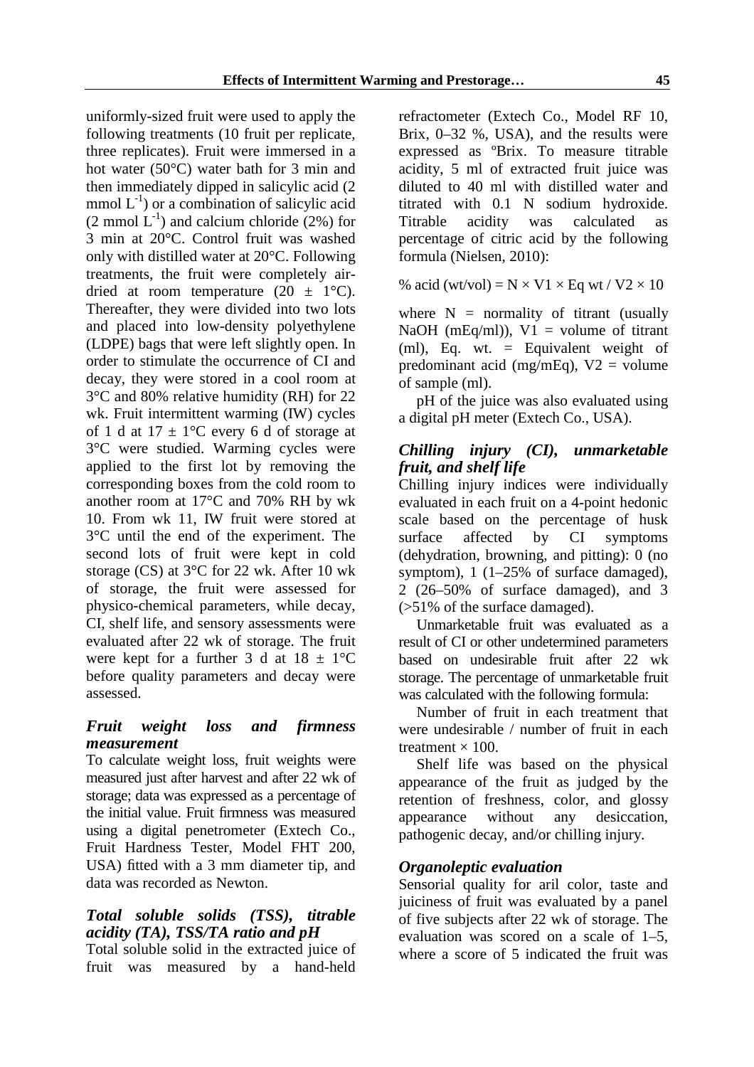uniformly-sized fruit were used to apply the following treatments (10 fruit per replicate, three replicates). Fruit were immersed in a hot water (50°C) water bath for 3 min and then immediately dipped in salicylic acid (2 mmol $L^{-1}$) or a combination of salicylic acid (2 mmol $L^{-1}$) and calcium chloride (2%) for 3 min at 20°C. Control fruit was washed only with distilled water at 20°C. Following treatments, the fruit were completely air-dried at room temperature (20 ± 1°C). Thereafter, they were divided into two lots and placed into low-density polyethylene (LDPE) bags that were left slightly open. In order to stimulate the occurrence of CI and decay, they were stored in a cool room at 3°C and 80% relative humidity (RH) for 22 wk. Fruit intermittent warming (IW) cycles of 1 d at 17 ± 1°C every 6 d of storage at 3°C were studied. Warming cycles were applied to the first lot by removing the corresponding boxes from the cold room to another room at 17°C and 70% RH by wk 10. From wk 11, IW fruit were stored at 3°C until the end of the experiment. The second lots of fruit were kept in cold storage (CS) at 3°C for 22 wk. After 10 wk of storage, the fruit were assessed for physico-chemical parameters, while decay, CI, shelf life, and sensory assessments were evaluated after 22 wk of storage. The fruit were kept for a further 3 d at 18 ± 1°C before quality parameters and decay were assessed.

### *Fruit weight loss and firmness measurement*

To calculate weight loss, fruit weights were measured just after harvest and after 22 wk of storage; data was expressed as a percentage of the initial value. Fruit firmness was measured using a digital penetrometer (Extech Co., Fruit Hardness Tester, Model FHT 200, USA) fitted with a 3 mm diameter tip, and data was recorded as Newton.

### *Total soluble solids (TSS), titrable acidity (TA), TSS/TA ratio and pH*

Total soluble solid in the extracted juice of fruit was measured by a hand-held refractometer (Extech Co., Model RF 10, Brix, 0–32 %, USA), and the results were expressed as ºBrix. To measure titrable acidity, 5 ml of extracted fruit juice was diluted to 40 ml with distilled water and titrated with 0.1 N sodium hydroxide. Titrable acidity was calculated as percentage of citric acid by the following formula (Nielsen, 2010):

$$\% \text{ acid (wt/vol)} = N \times V1 \times \text{Eq wt} / V2 \times 10$$

where N = normality of titrant (usually NaOH (mEq/ml)), V1 = volume of titrant (ml), Eq. wt. = Equivalent weight of predominant acid (mg/mEq), V2 = volume of sample (ml).

pH of the juice was also evaluated using a digital pH meter (Extech Co., USA).

### *Chilling injury (CI), unmarketable fruit, and shelf life*

Chilling injury indices were individually evaluated in each fruit on a 4-point hedonic scale based on the percentage of husk surface affected by CI symptoms (dehydration, browning, and pitting): 0 (no symptom), 1 (1–25% of surface damaged), 2 (26–50% of surface damaged), and 3 (>51% of the surface damaged).

Unmarketable fruit was evaluated as a result of CI or other undetermined parameters based on undesirable fruit after 22 wk storage. The percentage of unmarketable fruit was calculated with the following formula:

Number of fruit in each treatment that were undesirable / number of fruit in each treatment × 100.

Shelf life was based on the physical appearance of the fruit as judged by the retention of freshness, color, and glossy appearance without any desiccation, pathogenic decay, and/or chilling injury.

### *Organoleptic evaluation*

Sensorial quality for aril color, taste and juiciness of fruit was evaluated by a panel of five subjects after 22 wk of storage. The evaluation was scored on a scale of 1–5, where a score of 5 indicated the fruit was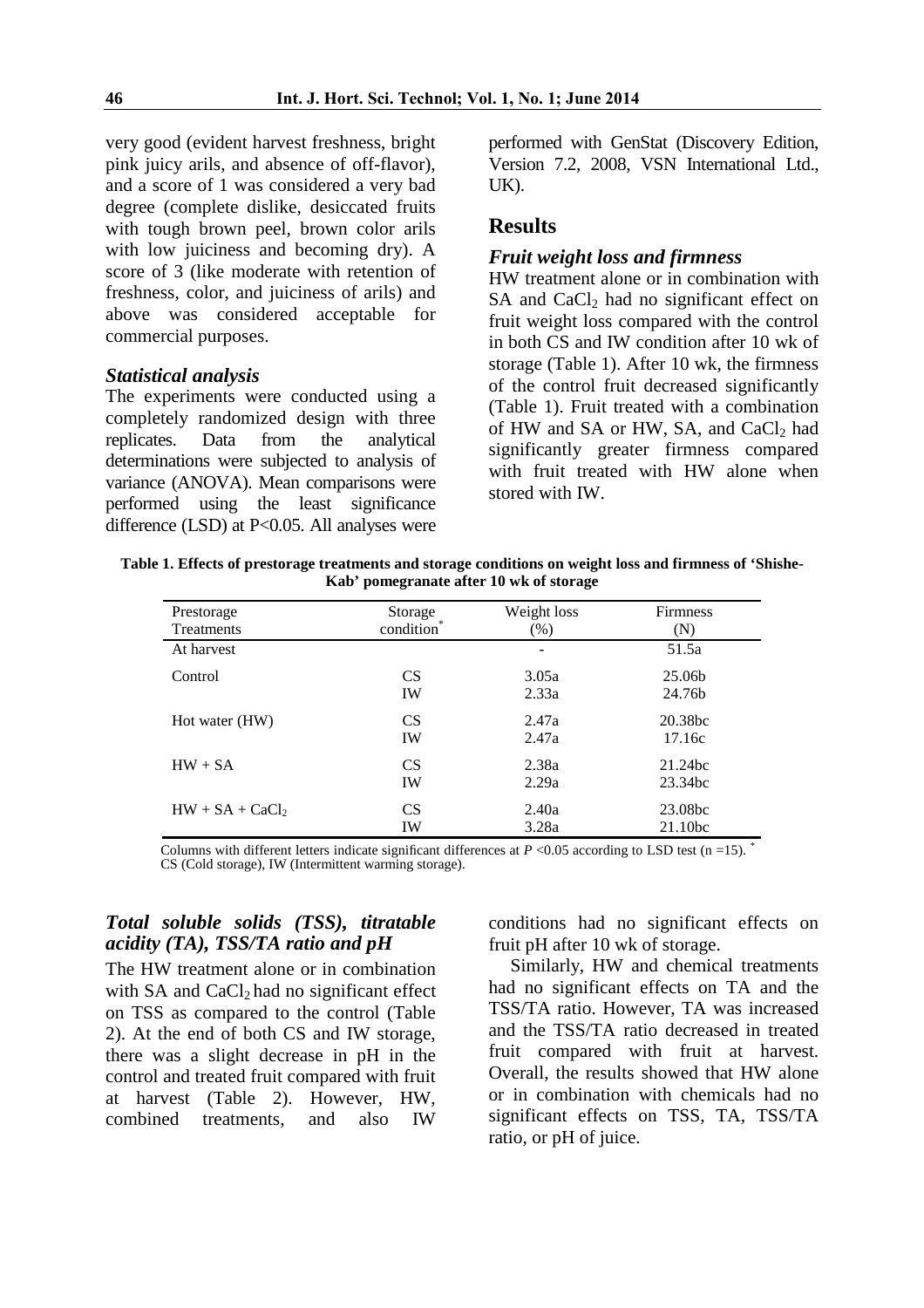very good (evident harvest freshness, bright pink juicy arils, and absence of off-flavor), and a score of 1 was considered a very bad degree (complete dislike, desiccated fruits with tough brown peel, brown color arils with low juiciness and becoming dry). A score of 3 (like moderate with retention of freshness, color, and juiciness of arils) and above was considered acceptable for commercial purposes.

### *Statistical analysis*

The experiments were conducted using a completely randomized design with three replicates. Data from the analytical determinations were subjected to analysis of variance (ANOVA). Mean comparisons were performed using the least significance difference (LSD) at $P<0.05$. All analyses were performed with GenStat (Discovery Edition, Version 7.2, 2008, VSN International Ltd., UK).

## Results

### *Fruit weight loss and firmness*

HW treatment alone or in combination with SA and $CaCl_2$ had no significant effect on fruit weight loss compared with the control in both CS and IW condition after 10 wk of storage (Table 1). After 10 wk, the firmness of the control fruit decreased significantly (Table 1). Fruit treated with a combination of HW and SA or HW, SA, and $CaCl_2$ had significantly greater firmness compared with fruit treated with HW alone when stored with IW.

**Table 1. Effects of prestorage treatments and storage conditions on weight loss and firmness of 'Shishe-Kab' pomegranate after 10 wk of storage**

| Prestorage Treatments | Storage condition* | Weight loss (%) | Firmness (N) |
|---|---|---|---|
| At harvest | | - | 51.5a |
| Control | CS | 3.05a | 25.06b |
| | IW | 2.33a | 24.76b |
| Hot water (HW) | CS | 2.47a | 20.38bc |
| | IW | 2.47a | 17.16c |
| HW + SA | CS | 2.38a | 21.24bc |
| | IW | 2.29a | 23.34bc |
| HW + SA + $CaCl_2$ | CS | 2.40a | 23.08bc |
| | IW | 3.28a | 21.10bc |

Columns with different letters indicate significant differences at $P<0.05$ according to LSD test ($n=15$). * CS (Cold storage), IW (Intermittent warming storage).

### *Total soluble solids (TSS), titratable acidity (TA), TSS/TA ratio and pH*

The HW treatment alone or in combination with SA and $CaCl_2$ had no significant effect on TSS as compared to the control (Table 2). At the end of both CS and IW storage, there was a slight decrease in pH in the control and treated fruit compared with fruit at harvest (Table 2). However, HW, combined treatments, and also IW conditions had no significant effects on fruit pH after 10 wk of storage.

Similarly, HW and chemical treatments had no significant effects on TA and the TSS/TA ratio. However, TA was increased and the TSS/TA ratio decreased in treated fruit compared with fruit at harvest. Overall, the results showed that HW alone or in combination with chemicals had no significant effects on TSS, TA, TSS/TA ratio, or pH of juice.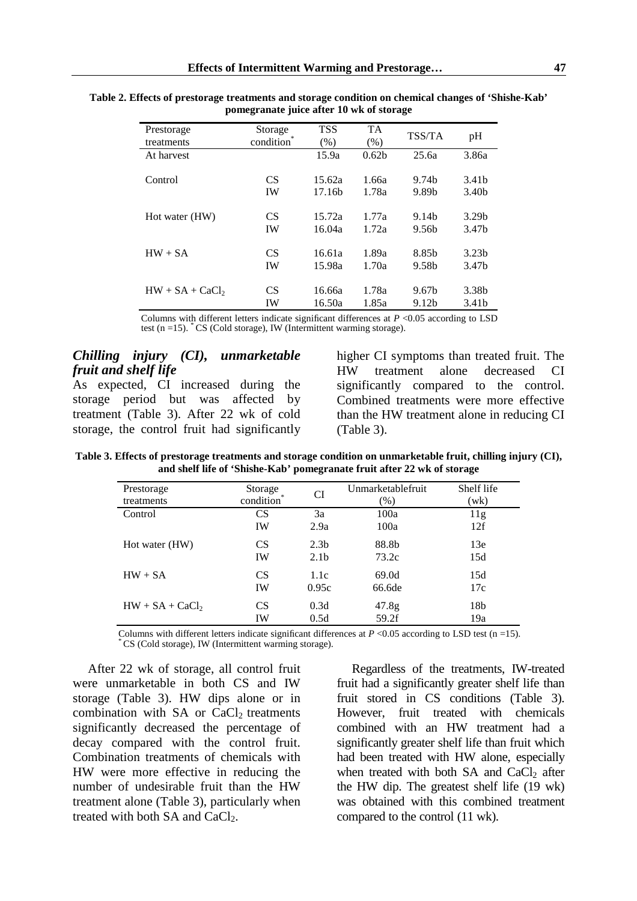**Table 2. Effects of prestorage treatments and storage condition on chemical changes of 'Shishe-Kab' pomegranate juice after 10 wk of storage**

| Prestorage treatments | Storage condition* | TSS (%) | TA (%) | TSS/TA | pH |
|---|---|---|---|---|---|
| At harvest | | 15.9a | 0.62b | 25.6a | 3.86a |
| Control | CS | 15.62a | 1.66a | 9.74b | 3.41b |
| | IW | 17.16b | 1.78a | 9.89b | 3.40b |
| Hot water (HW) | CS | 15.72a | 1.77a | 9.14b | 3.29b |
| | IW | 16.04a | 1.72a | 9.56b | 3.47b |
| HW + SA | CS | 16.61a | 1.89a | 8.85b | 3.23b |
| | IW | 15.98a | 1.70a | 9.58b | 3.47b |
| HW + SA + $CaCl_2$ | CS | 16.66a | 1.78a | 9.67b | 3.38b |
| | IW | 16.50a | 1.85a | 9.12b | 3.41b |

Columns with different letters indicate significant differences at $P$ <0.05 according to LSD test (n =15). * CS (Cold storage), IW (Intermittent warming storage).

### *Chilling injury (CI), unmarketable fruit and shelf life*

As expected, CI increased during the storage period but was affected by treatment (Table 3). After 22 wk of cold storage, the control fruit had significantly higher CI symptoms than treated fruit. The HW treatment alone decreased CI significantly compared to the control. Combined treatments were more effective than the HW treatment alone in reducing CI (Table 3).

**Table 3. Effects of prestorage treatments and storage condition on unmarketable fruit, chilling injury (CI), and shelf life of 'Shishe-Kab' pomegranate fruit after 22 wk of storage**

| Prestorage treatments | Storage condition* | CI | Unmarketablefruit (%) | Shelf life (wk) |
|---|---|---|---|---|
| Control | CS | 3a | 100a | 11g |
| | IW | 2.9a | 100a | 12f |
| Hot water (HW) | CS | 2.3b | 88.8b | 13e |
| | IW | 2.1b | 73.2c | 15d |
| HW + SA | CS | 1.1c | 69.0d | 15d |
| | IW | 0.95c | 66.6de | 17c |
| HW + SA + $CaCl_2$ | CS | 0.3d | 47.8g | 18b |
| | IW | 0.5d | 59.2f | 19a |

Columns with different letters indicate significant differences at $P$ <0.05 according to LSD test (n =15).
* CS (Cold storage), IW (Intermittent warming storage).

After 22 wk of storage, all control fruit were unmarketable in both CS and IW storage (Table 3). HW dips alone or in combination with SA or $CaCl_2$ treatments significantly decreased the percentage of decay compared with the control fruit. Combination treatments of chemicals with HW were more effective in reducing the number of undesirable fruit than the HW treatment alone (Table 3), particularly when treated with both SA and $CaCl_2$.

Regardless of the treatments, IW-treated fruit had a significantly greater shelf life than fruit stored in CS conditions (Table 3). However, fruit treated with chemicals combined with an HW treatment had a significantly greater shelf life than fruit which had been treated with HW alone, especially when treated with both SA and $CaCl_2$ after the HW dip. The greatest shelf life (19 wk) was obtained with this combined treatment compared to the control (11 wk).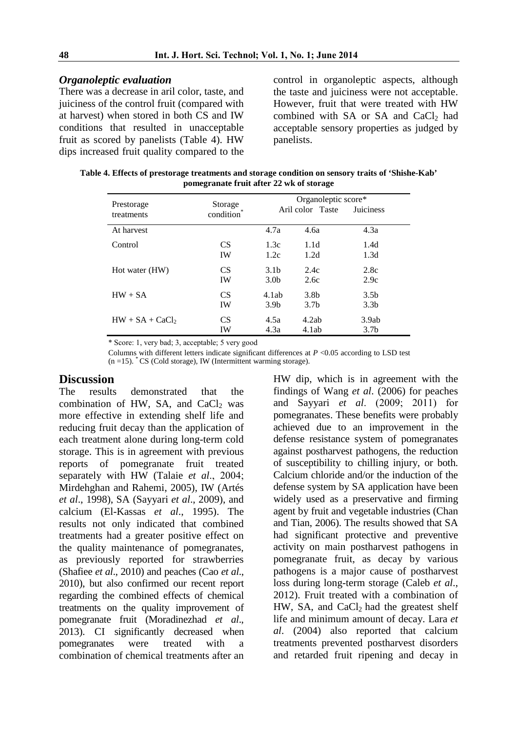### *Organoleptic evaluation*

There was a decrease in aril color, taste, and juiciness of the control fruit (compared with at harvest) when stored in both CS and IW conditions that resulted in unacceptable fruit as scored by panelists (Table 4). HW dips increased fruit quality compared to the control in organoleptic aspects, although the taste and juiciness were not acceptable. However, fruit that were treated with HW combined with SA or SA and $CaCl_2$ had acceptable sensory properties as judged by panelists.

**Table 4. Effects of prestorage treatments and storage condition on sensory traits of 'Shishe-Kab' pomegranate fruit after 22 wk of storage**

| Prestorage treatments | Storage condition* | Organoleptic score* | | |
|---|---|---|---|---|
| | | Aril color | Taste | Juiciness |
| At harvest | | 4.7a | 4.6a | 4.3a |
| Control | CS | 1.3c | 1.1d | 1.4d |
| | IW | 1.2c | 1.2d | 1.3d |
| Hot water (HW) | CS | 3.1b | 2.4c | 2.8c |
| | IW | 3.0b | 2.6c | 2.9c |
| HW + SA | CS | 4.1ab | 3.8b | 3.5b |
| | IW | 3.9b | 3.7b | 3.3b |
| HW + SA + $CaCl_2$ | CS | 4.5a | 4.2ab | 3.9ab |
| | IW | 4.3a | 4.1ab | 3.7b |

\* Score: 1, very bad; 3, acceptable; 5 very good

Columns with different letters indicate significant differences at $P$ <0.05 according to LSD test (n =15). * CS (Cold storage), IW (Intermittent warming storage).

## Discussion

The results demonstrated that the combination of HW, SA, and $CaCl_2$ was more effective in extending shelf life and reducing fruit decay than the application of each treatment alone during long-term cold storage. This is in agreement with previous reports of pomegranate fruit treated separately with HW (Talaie *et al*., 2004; Mirdehghan and Rahemi, 2005), IW (Artés *et al*., 1998), SA (Sayyari *et al*., 2009), and calcium (El-Kassas *et al*., 1995). The results not only indicated that combined treatments had a greater positive effect on the quality maintenance of pomegranates, as previously reported for strawberries (Shafiee *et al*., 2010) and peaches (Cao *et al*., 2010), but also confirmed our recent report regarding the combined effects of chemical treatments on the quality improvement of pomegranate fruit (Moradinezhad *et al*., 2013). CI significantly decreased when pomegranates were treated with a combination of chemical treatments after an HW dip, which is in agreement with the findings of Wang *et al*. (2006) for peaches and Sayyari *et al*. (2009; 2011) for pomegranates. These benefits were probably achieved due to an improvement in the defense resistance system of pomegranates against postharvest pathogens, the reduction of susceptibility to chilling injury, or both. Calcium chloride and/or the induction of the defense system by SA application have been widely used as a preservative and firming agent by fruit and vegetable industries (Chan and Tian, 2006). The results showed that SA had significant protective and preventive activity on main postharvest pathogens in pomegranate fruit, as decay by various pathogens is a major cause of postharvest loss during long-term storage (Caleb *et al*., 2012). Fruit treated with a combination of HW, SA, and $CaCl_2$ had the greatest shelf life and minimum amount of decay. Lara *et al*. (2004) also reported that calcium treatments prevented postharvest disorders and retarded fruit ripening and decay in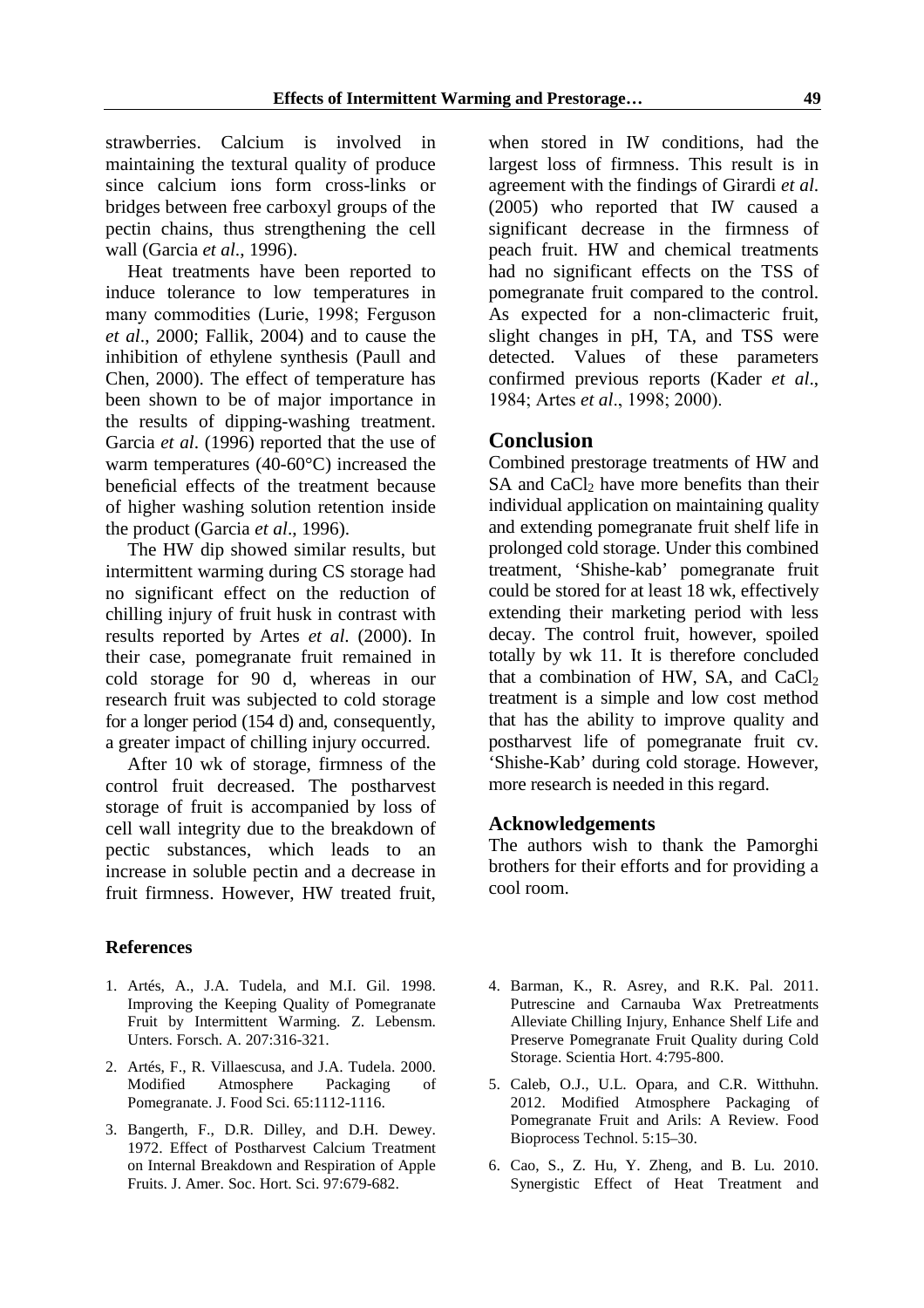strawberries. Calcium is involved in maintaining the textural quality of produce since calcium ions form cross-links or bridges between free carboxyl groups of the pectin chains, thus strengthening the cell wall (Garcia *et al*., 1996).

Heat treatments have been reported to induce tolerance to low temperatures in many commodities (Lurie, 1998; Ferguson *et al*., 2000; Fallik, 2004) and to cause the inhibition of ethylene synthesis (Paull and Chen, 2000). The effect of temperature has been shown to be of major importance in the results of dipping-washing treatment. Garcia *et al*. (1996) reported that the use of warm temperatures (40-60°C) increased the beneficial effects of the treatment because of higher washing solution retention inside the product (Garcia *et al*., 1996).

The HW dip showed similar results, but intermittent warming during CS storage had no significant effect on the reduction of chilling injury of fruit husk in contrast with results reported by Artes *et al*. (2000). In their case, pomegranate fruit remained in cold storage for 90 d, whereas in our research fruit was subjected to cold storage for a longer period (154 d) and, consequently, a greater impact of chilling injury occurred.

After 10 wk of storage, firmness of the control fruit decreased. The postharvest storage of fruit is accompanied by loss of cell wall integrity due to the breakdown of pectic substances, which leads to an increase in soluble pectin and a decrease in fruit firmness. However, HW treated fruit, when stored in IW conditions, had the largest loss of firmness. This result is in agreement with the findings of Girardi *et al*. (2005) who reported that IW caused a significant decrease in the firmness of peach fruit. HW and chemical treatments had no significant effects on the TSS of pomegranate fruit compared to the control. As expected for a non-climacteric fruit, slight changes in pH, TA, and TSS were detected. Values of these parameters confirmed previous reports (Kader *et al*., 1984; Artes *et al*., 1998; 2000).

## Conclusion

Combined prestorage treatments of HW and SA and $CaCl_2$ have more benefits than their individual application on maintaining quality and extending pomegranate fruit shelf life in prolonged cold storage. Under this combined treatment, 'Shishe-kab' pomegranate fruit could be stored for at least 18 wk, effectively extending their marketing period with less decay. The control fruit, however, spoiled totally by wk 11. It is therefore concluded that a combination of HW, SA, and $CaCl_2$ treatment is a simple and low cost method that has the ability to improve quality and postharvest life of pomegranate fruit cv. 'Shishe-Kab' during cold storage. However, more research is needed in this regard.

## Acknowledgements

The authors wish to thank the Pamorghi brothers for their efforts and for providing a cool room.

## References

1. Artés, A., J.A. Tudela, and M.I. Gil. 1998. Improving the Keeping Quality of Pomegranate Fruit by Intermittent Warming. Z. Lebensm. Unters. Forsch. A. 207:316-321.
2. Artés, F., R. Villaescusa, and J.A. Tudela. 2000. Modified Atmosphere Packaging of Pomegranate. J. Food Sci. 65:1112-1116.
3. Bangerth, F., D.R. Dilley, and D.H. Dewey. 1972. Effect of Postharvest Calcium Treatment on Internal Breakdown and Respiration of Apple Fruits. J. Amer. Soc. Hort. Sci. 97:679-682.
4. Barman, K., R. Asrey, and R.K. Pal. 2011. Putrescine and Carnauba Wax Pretreatments Alleviate Chilling Injury, Enhance Shelf Life and Preserve Pomegranate Fruit Quality during Cold Storage. Scientia Hort. 4:795-800.
5. Caleb, O.J., U.L. Opara, and C.R. Witthuhn. 2012. Modified Atmosphere Packaging of Pomegranate Fruit and Arils: A Review. Food Bioprocess Technol. 5:15–30.
6. Cao, S., Z. Hu, Y. Zheng, and B. Lu. 2010. Synergistic Effect of Heat Treatment and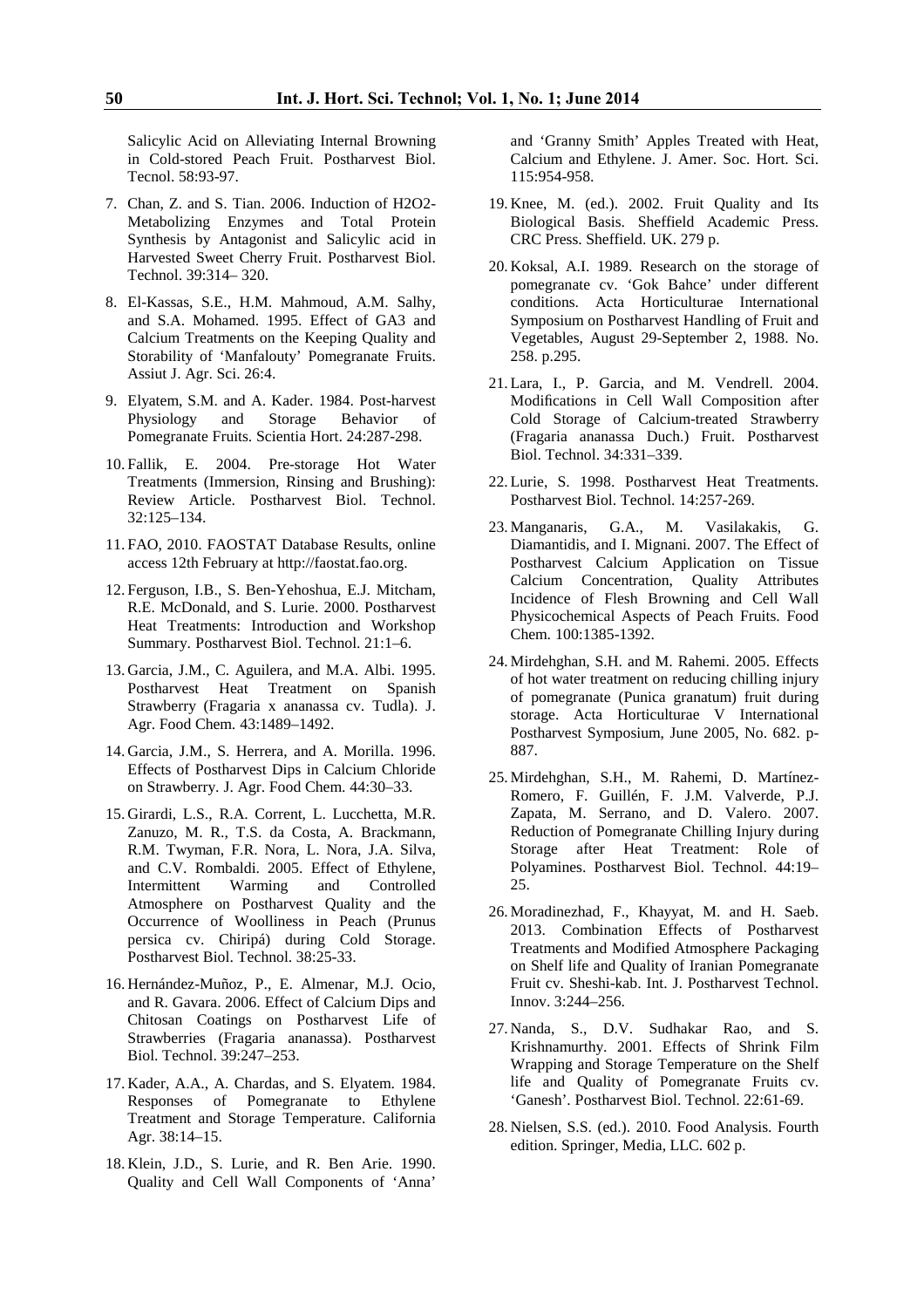Salicylic Acid on Alleviating Internal Browning in Cold-stored Peach Fruit. Postharvest Biol. Tecnol. 58:93-97.

7. Chan, Z. and S. Tian. 2006. Induction of H2O2-Metabolizing Enzymes and Total Protein Synthesis by Antagonist and Salicylic acid in Harvested Sweet Cherry Fruit. Postharvest Biol. Technol. 39:314– 320.

8. El-Kassas, S.E., H.M. Mahmoud, A.M. Salhy, and S.A. Mohamed. 1995. Effect of GA3 and Calcium Treatments on the Keeping Quality and Storability of 'Manfalouty' Pomegranate Fruits. Assiut J. Agr. Sci. 26:4.

9. Elyatem, S.M. and A. Kader. 1984. Post-harvest Physiology and Storage Behavior of Pomegranate Fruits. Scientia Hort. 24:287-298.

10. Fallik, E. 2004. Pre-storage Hot Water Treatments (Immersion, Rinsing and Brushing): Review Article. Postharvest Biol. Technol. 32:125–134.

11. FAO, 2010. FAOSTAT Database Results, online access 12th February at http://faostat.fao.org.

12. Ferguson, I.B., S. Ben-Yehoshua, E.J. Mitcham, R.E. McDonald, and S. Lurie. 2000. Postharvest Heat Treatments: Introduction and Workshop Summary. Postharvest Biol. Technol. 21:1–6.

13. Garcia, J.M., C. Aguilera, and M.A. Albi. 1995. Postharvest Heat Treatment on Spanish Strawberry (Fragaria x ananassa cv. Tudla). J. Agr. Food Chem. 43:1489–1492.

14. Garcia, J.M., S. Herrera, and A. Morilla. 1996. Effects of Postharvest Dips in Calcium Chloride on Strawberry. J. Agr. Food Chem. 44:30–33.

15. Girardi, L.S., R.A. Corrent, L. Lucchetta, M.R. Zanuzo, M. R., T.S. da Costa, A. Brackmann, R.M. Twyman, F.R. Nora, L. Nora, J.A. Silva, and C.V. Rombaldi. 2005. Effect of Ethylene, Intermittent Warming and Controlled Atmosphere on Postharvest Quality and the Occurrence of Woolliness in Peach (Prunus persica cv. Chiripá) during Cold Storage. Postharvest Biol. Technol. 38:25-33.

16. Hernández-Muñoz, P., E. Almenar, M.J. Ocio, and R. Gavara. 2006. Effect of Calcium Dips and Chitosan Coatings on Postharvest Life of Strawberries (Fragaria ananassa). Postharvest Biol. Technol. 39:247–253.

17. Kader, A.A., A. Chardas, and S. Elyatem. 1984. Responses of Pomegranate to Ethylene Treatment and Storage Temperature. California Agr. 38:14–15.

18. Klein, J.D., S. Lurie, and R. Ben Arie. 1990. Quality and Cell Wall Components of 'Anna' and 'Granny Smith' Apples Treated with Heat, Calcium and Ethylene. J. Amer. Soc. Hort. Sci. 115:954-958.

19. Knee, M. (ed.). 2002. Fruit Quality and Its Biological Basis. Sheffield Academic Press. CRC Press. Sheffield. UK. 279 p.

20. Koksal, A.I. 1989. Research on the storage of pomegranate cv. 'Gok Bahce' under different conditions. Acta Horticulturae International Symposium on Postharvest Handling of Fruit and Vegetables, August 29-September 2, 1988. No. 258. p.295.

21. Lara, I., P. Garcia, and M. Vendrell. 2004. Modifications in Cell Wall Composition after Cold Storage of Calcium-treated Strawberry (Fragaria ananassa Duch.) Fruit. Postharvest Biol. Technol. 34:331–339.

22. Lurie, S. 1998. Postharvest Heat Treatments. Postharvest Biol. Technol. 14:257-269.

23. Manganaris, G.A., M. Vasilakakis, G. Diamantidis, and I. Mignani. 2007. The Effect of Postharvest Calcium Application on Tissue Calcium Concentration, Quality Attributes Incidence of Flesh Browning and Cell Wall Physicochemical Aspects of Peach Fruits. Food Chem. 100:1385-1392.

24. Mirdehghan, S.H. and M. Rahemi. 2005. Effects of hot water treatment on reducing chilling injury of pomegranate (Punica granatum) fruit during storage. Acta Horticulturae V International Postharvest Symposium, June 2005, No. 682. p-887.

25. Mirdehghan, S.H., M. Rahemi, D. Martínez-Romero, F. Guillén, F. J.M. Valverde, P.J. Zapata, M. Serrano, and D. Valero. 2007. Reduction of Pomegranate Chilling Injury during Storage after Heat Treatment: Role of Polyamines. Postharvest Biol. Technol. 44:19–25.

26. Moradinezhad, F., Khayyat, M. and H. Saeb. 2013. Combination Effects of Postharvest Treatments and Modified Atmosphere Packaging on Shelf life and Quality of Iranian Pomegranate Fruit cv. Sheshi-kab. Int. J. Postharvest Technol. Innov. 3:244–256.

27. Nanda, S., D.V. Sudhakar Rao, and S. Krishnamurthy. 2001. Effects of Shrink Film Wrapping and Storage Temperature on the Shelf life and Quality of Pomegranate Fruits cv. 'Ganesh'. Postharvest Biol. Technol. 22:61-69.

28. Nielsen, S.S. (ed.). 2010. Food Analysis. Fourth edition. Springer, Media, LLC. 602 p.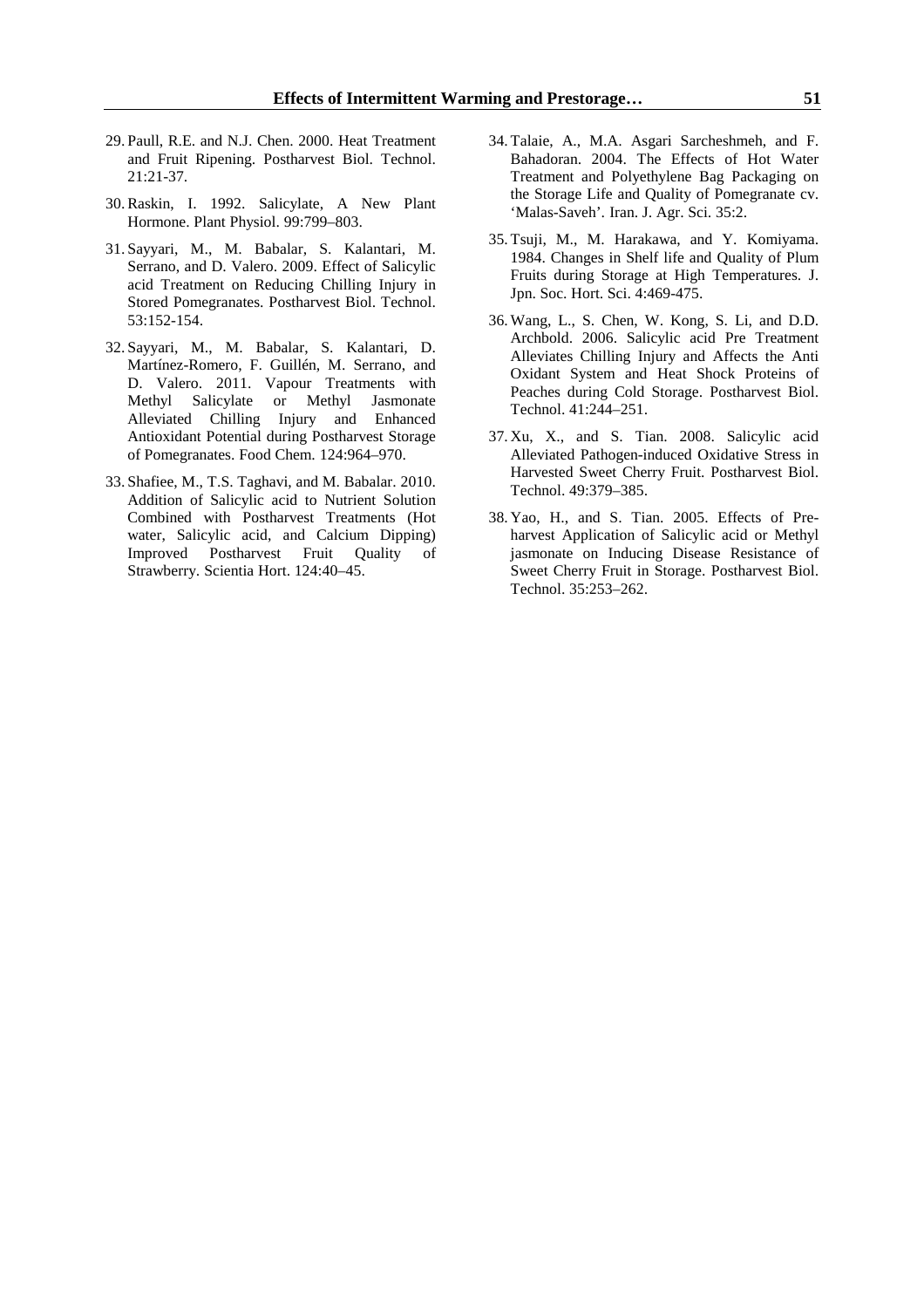29. Paull, R.E. and N.J. Chen. 2000. Heat Treatment and Fruit Ripening. Postharvest Biol. Technol. 21:21-37.

30. Raskin, I. 1992. Salicylate, A New Plant Hormone. Plant Physiol. 99:799–803.

31. Sayyari, M., M. Babalar, S. Kalantari, M. Serrano, and D. Valero. 2009. Effect of Salicylic acid Treatment on Reducing Chilling Injury in Stored Pomegranates. Postharvest Biol. Technol. 53:152-154.

32. Sayyari, M., M. Babalar, S. Kalantari, D. Martínez-Romero, F. Guillén, M. Serrano, and D. Valero. 2011. Vapour Treatments with Methyl Salicylate or Methyl Jasmonate Alleviated Chilling Injury and Enhanced Antioxidant Potential during Postharvest Storage of Pomegranates. Food Chem. 124:964–970.

33. Shafiee, M., T.S. Taghavi, and M. Babalar. 2010. Addition of Salicylic acid to Nutrient Solution Combined with Postharvest Treatments (Hot water, Salicylic acid, and Calcium Dipping) Improved Postharvest Fruit Quality of Strawberry. Scientia Hort. 124:40–45.

34. Talaie, A., M.A. Asgari Sarcheshmeh, and F. Bahadoran. 2004. The Effects of Hot Water Treatment and Polyethylene Bag Packaging on the Storage Life and Quality of Pomegranate cv. 'Malas-Saveh'. Iran. J. Agr. Sci. 35:2.

35. Tsuji, M., M. Harakawa, and Y. Komiyama. 1984. Changes in Shelf life and Quality of Plum Fruits during Storage at High Temperatures. J. Jpn. Soc. Hort. Sci. 4:469-475.

36. Wang, L., S. Chen, W. Kong, S. Li, and D.D. Archbold. 2006. Salicylic acid Pre Treatment Alleviates Chilling Injury and Affects the Anti Oxidant System and Heat Shock Proteins of Peaches during Cold Storage. Postharvest Biol. Technol. 41:244–251.

37. Xu, X., and S. Tian. 2008. Salicylic acid Alleviated Pathogen-induced Oxidative Stress in Harvested Sweet Cherry Fruit. Postharvest Biol. Technol. 49:379–385.

38. Yao, H., and S. Tian. 2005. Effects of Pre-harvest Application of Salicylic acid or Methyl jasmonate on Inducing Disease Resistance of Sweet Cherry Fruit in Storage. Postharvest Biol. Technol. 35:253–262.